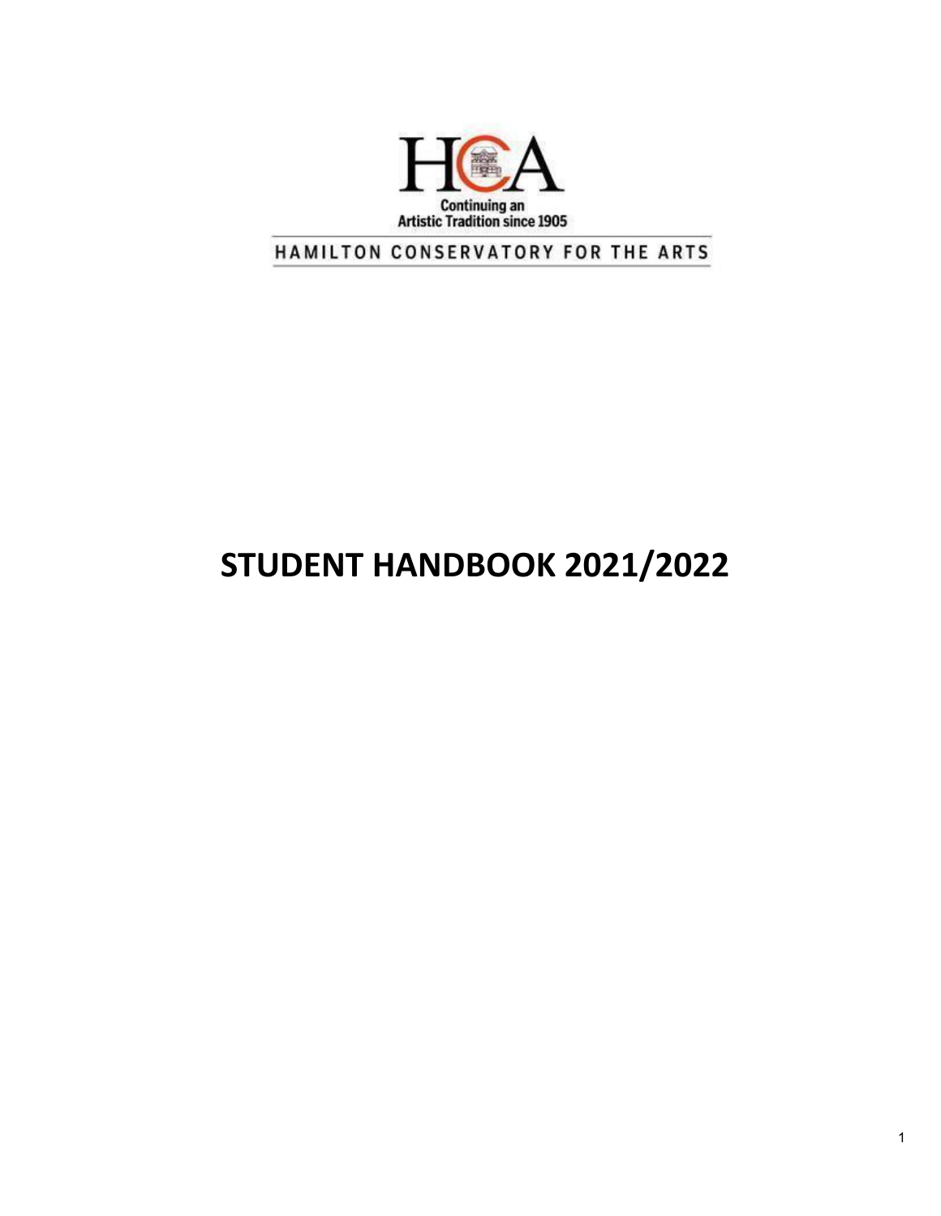HCA

Continuing an
Artistic Tradition since 1905

HAMILTON CONSERVATORY FOR THE ARTS

# STUDENT HANDBOOK 2021/2022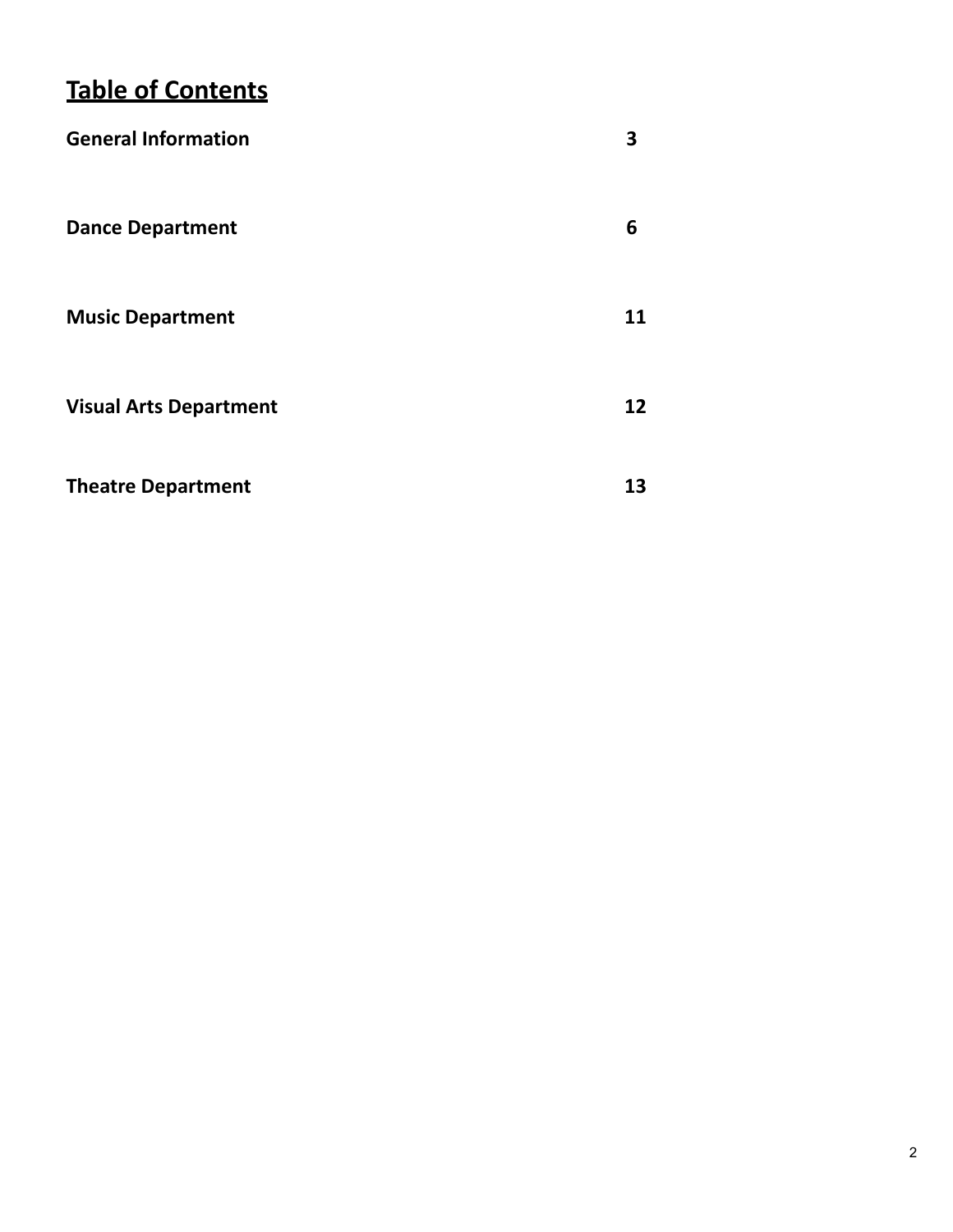# Table of Contents

| | |
|---|---|
| **General Information** | **3** |
| **Dance Department** | **6** |
| **Music Department** | **11** |
| **Visual Arts Department** | **12** |
| **Theatre Department** | **13** |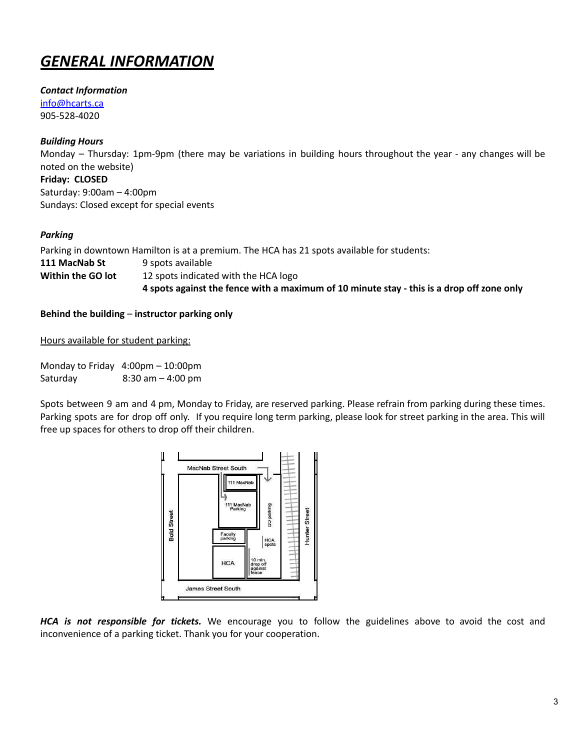# *GENERAL INFORMATION*

***Contact Information***

[info@hcarts.ca](mailto:info@hcarts.ca)
905-528-4020

***Building Hours***

Monday – Thursday: 1pm-9pm (there may be variations in building hours throughout the year - any changes will be noted on the website)
**Friday: CLOSED**
Saturday: 9:00am – 4:00pm
Sundays: Closed except for special events

***Parking***

Parking in downtown Hamilton is at a premium. The HCA has 21 spots available for students:

| | |
|---|---|
| **111 MacNab St** | 9 spots available |
| **Within the GO lot** | 12 spots indicated with the HCA logo |
| | **4 spots against the fence with a maximum of 10 minute stay - this is a drop off zone only** |

**Behind the building** – **instructor parking only**

Hours available for student parking:

| | |
|---|---|
| Monday to Friday | 4:00pm – 10:00pm |
| Saturday | 8:30 am – 4:00 pm |

Spots between 9 am and 4 pm, Monday to Friday, are reserved parking. Please refrain from parking during these times. Parking spots are for drop off only. If you require long term parking, please look for street parking in the area. This will free up spaces for others to drop off their children.

***HCA is not responsible for tickets.*** We encourage you to follow the guidelines above to avoid the cost and inconvenience of a parking ticket. Thank you for your cooperation.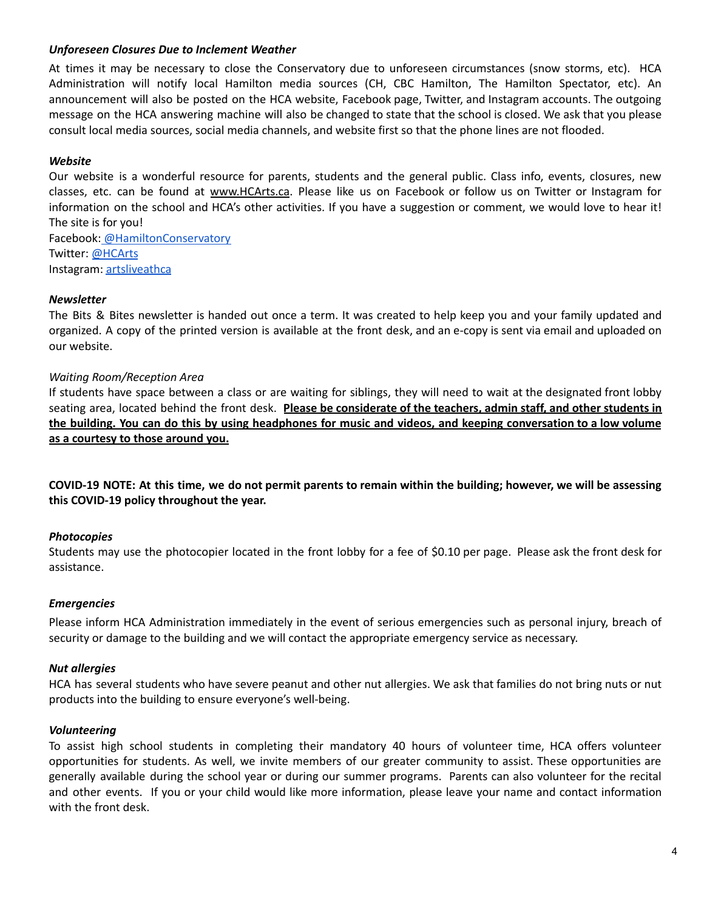***Unforeseen Closures Due to Inclement Weather***

At times it may be necessary to close the Conservatory due to unforeseen circumstances (snow storms, etc). HCA Administration will notify local Hamilton media sources (CH, CBC Hamilton, The Hamilton Spectator, etc). An announcement will also be posted on the HCA website, Facebook page, Twitter, and Instagram accounts. The outgoing message on the HCA answering machine will also be changed to state that the school is closed. We ask that you please consult local media sources, social media channels, and website first so that the phone lines are not flooded.

***Website***

Our website is a wonderful resource for parents, students and the general public. Class info, events, closures, new classes, etc. can be found at www.HCArts.ca. Please like us on Facebook or follow us on Twitter or Instagram for information on the school and HCA's other activities. If you have a suggestion or comment, we would love to hear it! The site is for you!

Facebook: @HamiltonConservatory
Twitter: @HCArts
Instagram: artsliveathca

***Newsletter***

The Bits & Bites newsletter is handed out once a term. It was created to help keep you and your family updated and organized. A copy of the printed version is available at the front desk, and an e-copy is sent via email and uploaded on our website.

*Waiting Room/Reception Area*

If students have space between a class or are waiting for siblings, they will need to wait at the designated front lobby seating area, located behind the front desk. **Please be considerate of the teachers, admin staff, and other students in the building. You can do this by using headphones for music and videos, and keeping conversation to a low volume as a courtesy to those around you.**

**COVID-19 NOTE: At this time, we do not permit parents to remain within the building; however, we will be assessing this COVID-19 policy throughout the year.**

***Photocopies***

Students may use the photocopier located in the front lobby for a fee of $0.10 per page. Please ask the front desk for assistance.

***Emergencies***

Please inform HCA Administration immediately in the event of serious emergencies such as personal injury, breach of security or damage to the building and we will contact the appropriate emergency service as necessary.

***Nut allergies***

HCA has several students who have severe peanut and other nut allergies. We ask that families do not bring nuts or nut products into the building to ensure everyone's well-being.

***Volunteering***

To assist high school students in completing their mandatory 40 hours of volunteer time, HCA offers volunteer opportunities for students. As well, we invite members of our greater community to assist. These opportunities are generally available during the school year or during our summer programs. Parents can also volunteer for the recital and other events. If you or your child would like more information, please leave your name and contact information with the front desk.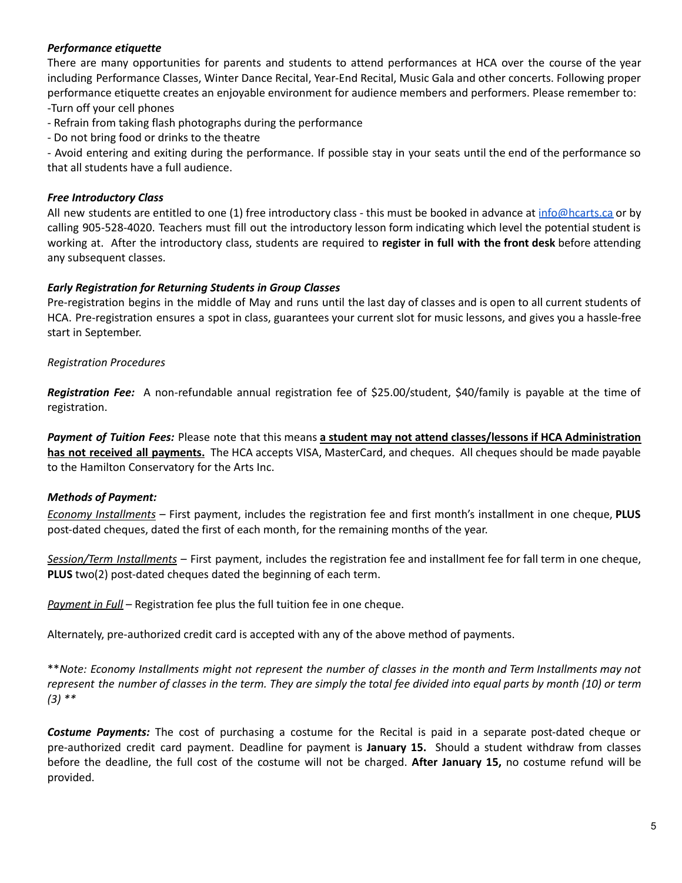***Performance etiquette***

There are many opportunities for parents and students to attend performances at HCA over the course of the year including Performance Classes, Winter Dance Recital, Year-End Recital, Music Gala and other concerts. Following proper performance etiquette creates an enjoyable environment for audience members and performers. Please remember to:

-Turn off your cell phones

- Refrain from taking flash photographs during the performance
- Do not bring food or drinks to the theatre
- Avoid entering and exiting during the performance. If possible stay in your seats until the end of the performance so that all students have a full audience.

***Free Introductory Class***

All new students are entitled to one (1) free introductory class - this must be booked in advance at info@hcarts.ca or by calling 905-528-4020. Teachers must fill out the introductory lesson form indicating which level the potential student is working at. After the introductory class, students are required to **register in full with the front desk** before attending any subsequent classes.

***Early Registration for Returning Students in Group Classes***

Pre-registration begins in the middle of May and runs until the last day of classes and is open to all current students of HCA. Pre-registration ensures a spot in class, guarantees your current slot for music lessons, and gives you a hassle-free start in September.

*Registration Procedures*

***Registration Fee:*** A non-refundable annual registration fee of $25.00/student, $40/family is payable at the time of registration.

***Payment of Tuition Fees:*** Please note that this means **a student may not attend classes/lessons if HCA Administration has not received all payments.** The HCA accepts VISA, MasterCard, and cheques. All cheques should be made payable to the Hamilton Conservatory for the Arts Inc.

***Methods of Payment:***

Economy Installments – First payment, includes the registration fee and first month's installment in one cheque, **PLUS** post-dated cheques, dated the first of each month, for the remaining months of the year.

Session/Term Installments – First payment, includes the registration fee and installment fee for fall term in one cheque, **PLUS** two(2) post-dated cheques dated the beginning of each term.

Payment in Full – Registration fee plus the full tuition fee in one cheque.

Alternately, pre-authorized credit card is accepted with any of the above method of payments.

\*\**Note: Economy Installments might not represent the number of classes in the month and Term Installments may not represent the number of classes in the term. They are simply the total fee divided into equal parts by month (10) or term (3) \*\**

***Costume Payments:*** The cost of purchasing a costume for the Recital is paid in a separate post-dated cheque or pre-authorized credit card payment. Deadline for payment is **January 15.** Should a student withdraw from classes before the deadline, the full cost of the costume will not be charged. **After January 15,** no costume refund will be provided.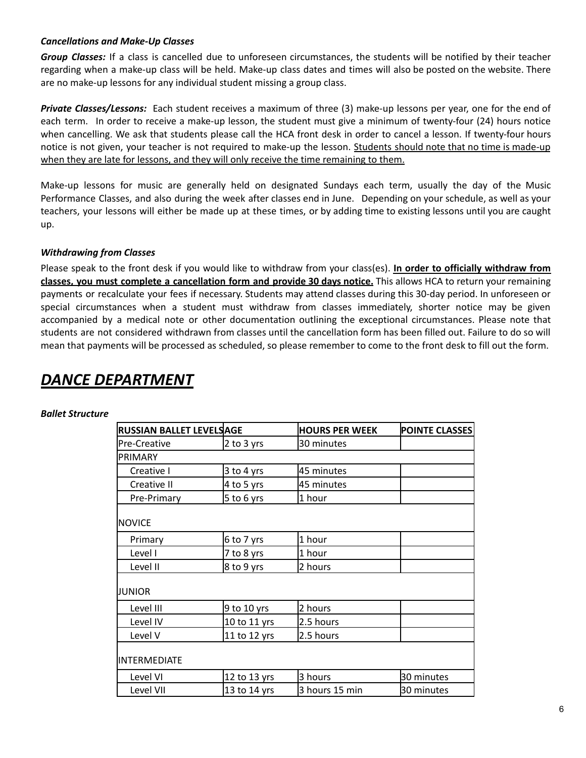### *Cancellations and Make-Up Classes*

***Group Classes:*** If a class is cancelled due to unforeseen circumstances, the students will be notified by their teacher regarding when a make-up class will be held. Make-up class dates and times will also be posted on the website. There are no make-up lessons for any individual student missing a group class.

***Private Classes/Lessons:*** Each student receives a maximum of three (3) make-up lessons per year, one for the end of each term. In order to receive a make-up lesson, the student must give a minimum of twenty-four (24) hours notice when cancelling. We ask that students please call the HCA front desk in order to cancel a lesson. If twenty-four hours notice is not given, your teacher is not required to make-up the lesson. <u>Students should note that no time is made-up when they are late for lessons, and they will only receive the time remaining to them.</u>

Make-up lessons for music are generally held on designated Sundays each term, usually the day of the Music Performance Classes, and also during the week after classes end in June. Depending on your schedule, as well as your teachers, your lessons will either be made up at these times, or by adding time to existing lessons until you are caught up.

### *Withdrawing from Classes*

Please speak to the front desk if you would like to withdraw from your class(es). **<u>In order to officially withdraw from classes, you must complete a cancellation form and provide 30 days notice.</u>** This allows HCA to return your remaining payments or recalculate your fees if necessary. Students may attend classes during this 30-day period. In unforeseen or special circumstances when a student must withdraw from classes immediately, shorter notice may be given accompanied by a medical note or other documentation outlining the exceptional circumstances. Please note that students are not considered withdrawn from classes until the cancellation form has been filled out. Failure to do so will mean that payments will be processed as scheduled, so please remember to come to the front desk to fill out the form.

# ***<u>DANCE DEPARTMENT</u>***

### *Ballet Structure*

| RUSSIAN BALLET LEVELS | AGE | HOURS PER WEEK | POINTE CLASSES |
|---|---|---|---|
| Pre-Creative | 2 to 3 yrs | 30 minutes | |
| PRIMARY | | | |
| Creative I | 3 to 4 yrs | 45 minutes | |
| Creative II | 4 to 5 yrs | 45 minutes | |
| Pre-Primary | 5 to 6 yrs | 1 hour | |
| NOVICE | | | |
| Primary | 6 to 7 yrs | 1 hour | |
| Level I | 7 to 8 yrs | 1 hour | |
| Level II | 8 to 9 yrs | 2 hours | |
| JUNIOR | | | |
| Level III | 9 to 10 yrs | 2 hours | |
| Level IV | 10 to 11 yrs | 2.5 hours | |
| Level V | 11 to 12 yrs | 2.5 hours | |
| INTERMEDIATE | | | |
| Level VI | 12 to 13 yrs | 3 hours | 30 minutes |
| Level VII | 13 to 14 yrs | 3 hours 15 min | 30 minutes |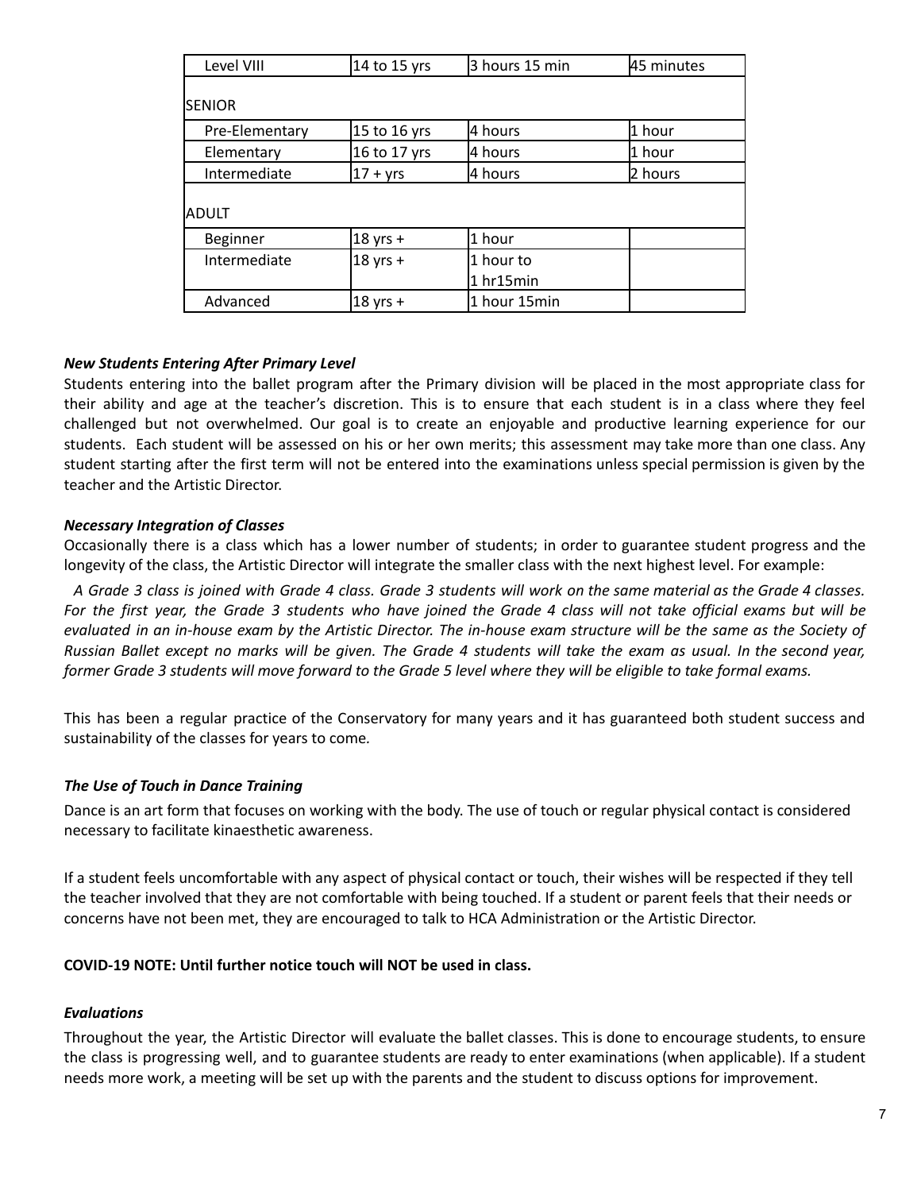| Level VIII | 14 to 15 yrs | 3 hours 15 min | 45 minutes |
|---|---|---|---|
| SENIOR | | | |
| Pre-Elementary | 15 to 16 yrs | 4 hours | 1 hour |
| Elementary | 16 to 17 yrs | 4 hours | 1 hour |
| Intermediate | 17 + yrs | 4 hours | 2 hours |
| ADULT | | | |
| Beginner | 18 yrs + | 1 hour | |
| Intermediate | 18 yrs + | 1 hour to 1 hr15min | |
| Advanced | 18 yrs + | 1 hour 15min | |

***New Students Entering After Primary Level***

Students entering into the ballet program after the Primary division will be placed in the most appropriate class for their ability and age at the teacher's discretion. This is to ensure that each student is in a class where they feel challenged but not overwhelmed. Our goal is to create an enjoyable and productive learning experience for our students. Each student will be assessed on his or her own merits; this assessment may take more than one class. Any student starting after the first term will not be entered into the examinations unless special permission is given by the teacher and the Artistic Director.

***Necessary Integration of Classes***

Occasionally there is a class which has a lower number of students; in order to guarantee student progress and the longevity of the class, the Artistic Director will integrate the smaller class with the next highest level. For example:

*A Grade 3 class is joined with Grade 4 class. Grade 3 students will work on the same material as the Grade 4 classes. For the first year, the Grade 3 students who have joined the Grade 4 class will not take official exams but will be evaluated in an in-house exam by the Artistic Director. The in-house exam structure will be the same as the Society of Russian Ballet except no marks will be given. The Grade 4 students will take the exam as usual. In the second year, former Grade 3 students will move forward to the Grade 5 level where they will be eligible to take formal exams.*

This has been a regular practice of the Conservatory for many years and it has guaranteed both student success and sustainability of the classes for years to come.

***The Use of Touch in Dance Training***

Dance is an art form that focuses on working with the body. The use of touch or regular physical contact is considered necessary to facilitate kinaesthetic awareness.

If a student feels uncomfortable with any aspect of physical contact or touch, their wishes will be respected if they tell the teacher involved that they are not comfortable with being touched. If a student or parent feels that their needs or concerns have not been met, they are encouraged to talk to HCA Administration or the Artistic Director.

**COVID-19 NOTE: Until further notice touch will NOT be used in class.**

***Evaluations***

Throughout the year, the Artistic Director will evaluate the ballet classes. This is done to encourage students, to ensure the class is progressing well, and to guarantee students are ready to enter examinations (when applicable). If a student needs more work, a meeting will be set up with the parents and the student to discuss options for improvement.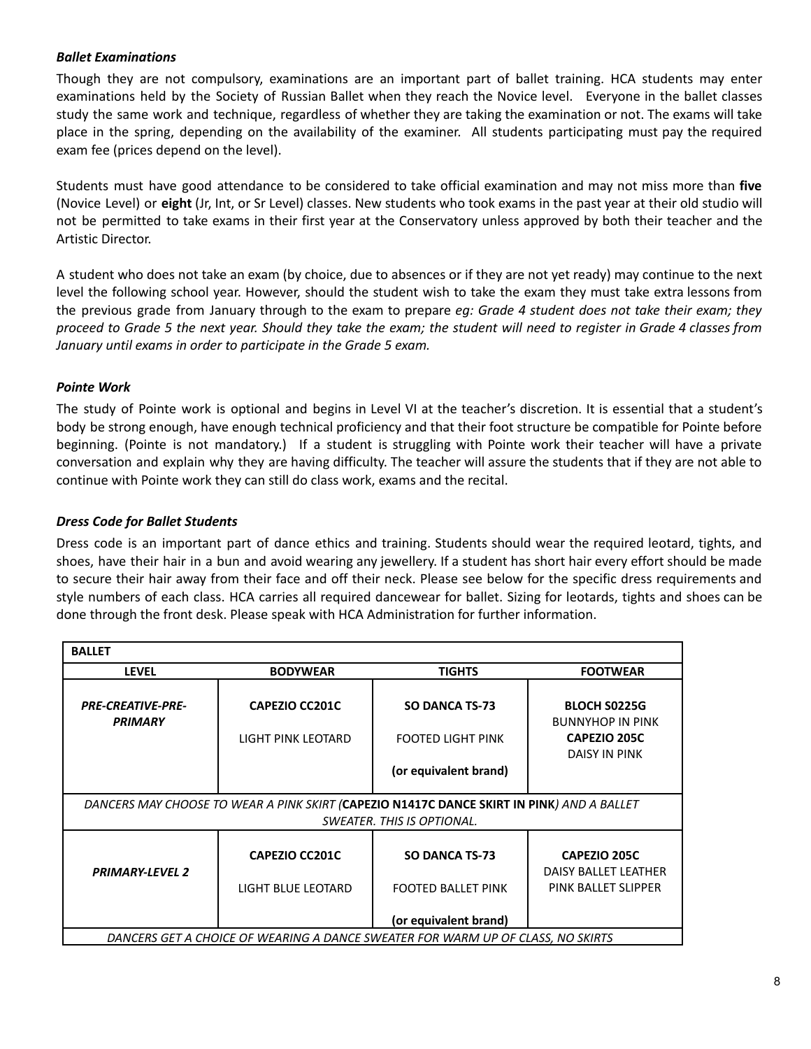### *Ballet Examinations*

Though they are not compulsory, examinations are an important part of ballet training. HCA students may enter examinations held by the Society of Russian Ballet when they reach the Novice level. Everyone in the ballet classes study the same work and technique, regardless of whether they are taking the examination or not. The exams will take place in the spring, depending on the availability of the examiner. All students participating must pay the required exam fee (prices depend on the level).

Students must have good attendance to be considered to take official examination and may not miss more than **five** (Novice Level) or **eight** (Jr, Int, or Sr Level) classes. New students who took exams in the past year at their old studio will not be permitted to take exams in their first year at the Conservatory unless approved by both their teacher and the Artistic Director.

A student who does not take an exam (by choice, due to absences or if they are not yet ready) may continue to the next level the following school year. However, should the student wish to take the exam they must take extra lessons from the previous grade from January through to the exam to prepare *eg: Grade 4 student does not take their exam; they proceed to Grade 5 the next year. Should they take the exam; the student will need to register in Grade 4 classes from January until exams in order to participate in the Grade 5 exam.*

### *Pointe Work*

The study of Pointe work is optional and begins in Level VI at the teacher's discretion. It is essential that a student's body be strong enough, have enough technical proficiency and that their foot structure be compatible for Pointe before beginning. (Pointe is not mandatory.) If a student is struggling with Pointe work their teacher will have a private conversation and explain why they are having difficulty. The teacher will assure the students that if they are not able to continue with Pointe work they can still do class work, exams and the recital.

### *Dress Code for Ballet Students*

Dress code is an important part of dance ethics and training. Students should wear the required leotard, tights, and shoes, have their hair in a bun and avoid wearing any jewellery. If a student has short hair every effort should be made to secure their hair away from their face and off their neck. Please see below for the specific dress requirements and style numbers of each class. HCA carries all required dancewear for ballet. Sizing for leotards, tights and shoes can be done through the front desk. Please speak with HCA Administration for further information.

| **BALLET** | | | |
|---|---|---|---|
| **LEVEL** | **BODYWEAR** | **TIGHTS** | **FOOTWEAR** |
| ***PRE-CREATIVE-PRE-PRIMARY*** | **CAPEZIO CC201C** LIGHT PINK LEOTARD | **SO DANCA TS-73** FOOTED LIGHT PINK **(or equivalent brand)** | **BLOCH S0225G** BUNNYHOP IN PINK **CAPEZIO 205C** DAISY IN PINK |
| *DANCERS MAY CHOOSE TO WEAR A PINK SKIRT (**CAPEZIO N1417C DANCE SKIRT IN PINK**) AND A BALLET SWEATER. THIS IS OPTIONAL.* | | | |
| ***PRIMARY-LEVEL 2*** | **CAPEZIO CC201C** LIGHT BLUE LEOTARD | **SO DANCA TS-73** FOOTED BALLET PINK **(or equivalent brand)** | **CAPEZIO 205C** DAISY BALLET LEATHER PINK BALLET SLIPPER |
| *DANCERS GET A CHOICE OF WEARING A DANCE SWEATER FOR WARM UP OF CLASS, NO SKIRTS* | | | |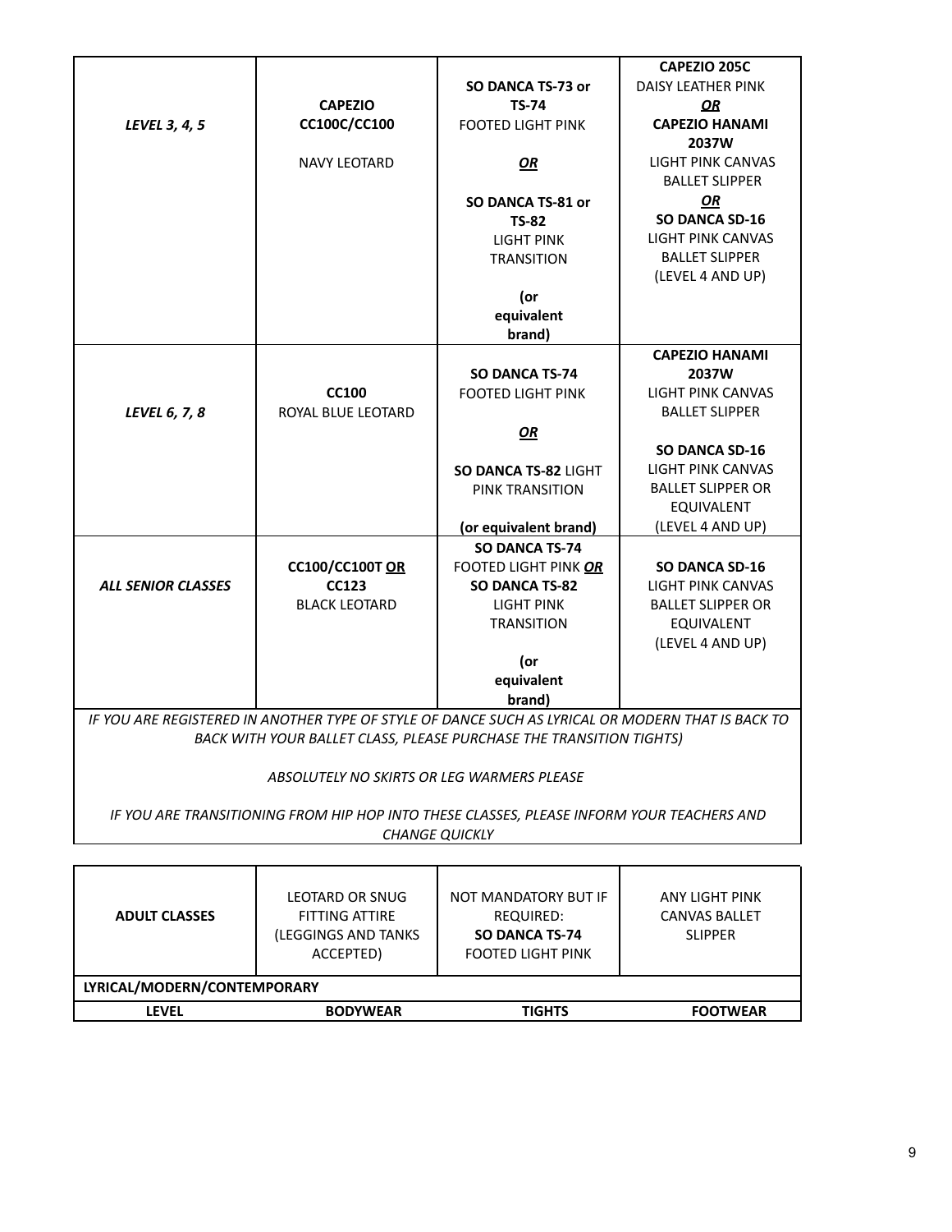| | | | |
|---|---|---|---|
| ***LEVEL 3, 4, 5*** | **CAPEZIO CC100C/CC100**<br><br>NAVY LEOTARD | **SO DANCA TS-73 or TS-74**<br>FOOTED LIGHT PINK<br><br>***OR***<br><br>**SO DANCA TS-81 or TS-82**<br>LIGHT PINK TRANSITION<br><br>**(or equivalent brand)** | **CAPEZIO 205C**<br>DAISY LEATHER PINK<br>***OR***<br>**CAPEZIO HANAMI 2037W**<br>LIGHT PINK CANVAS BALLET SLIPPER<br>***OR***<br>**SO DANCA SD-16**<br>LIGHT PINK CANVAS BALLET SLIPPER<br>(LEVEL 4 AND UP) |
| ***LEVEL 6, 7, 8*** | **CC100**<br>ROYAL BLUE LEOTARD | **SO DANCA TS-74**<br>FOOTED LIGHT PINK<br><br>***OR***<br><br>**SO DANCA TS-82** LIGHT PINK TRANSITION<br><br>**(or equivalent brand)** | **CAPEZIO HANAMI 2037W**<br>LIGHT PINK CANVAS BALLET SLIPPER<br><br>**SO DANCA SD-16**<br>LIGHT PINK CANVAS BALLET SLIPPER OR EQUIVALENT<br>(LEVEL 4 AND UP) |
| ***ALL SENIOR CLASSES*** | **CC100/CC100T *OR* CC123**<br>BLACK LEOTARD | **SO DANCA TS-74**<br>FOOTED LIGHT PINK ***OR***<br>**SO DANCA TS-82**<br>LIGHT PINK TRANSITION<br><br>**(or equivalent brand)** | **SO DANCA SD-16**<br>LIGHT PINK CANVAS BALLET SLIPPER OR EQUIVALENT<br>(LEVEL 4 AND UP) |

*IF YOU ARE REGISTERED IN ANOTHER TYPE OF STYLE OF DANCE SUCH AS LYRICAL OR MODERN THAT IS BACK TO BACK WITH YOUR BALLET CLASS, PLEASE PURCHASE THE TRANSITION TIGHTS)*

*ABSOLUTELY NO SKIRTS OR LEG WARMERS PLEASE*

*IF YOU ARE TRANSITIONING FROM HIP HOP INTO THESE CLASSES, PLEASE INFORM YOUR TEACHERS AND CHANGE QUICKLY*

| | | | |
|---|---|---|---|
| **ADULT CLASSES** | LEOTARD OR SNUG FITTING ATTIRE (LEGGINGS AND TANKS ACCEPTED) | NOT MANDATORY BUT IF REQUIRED:<br>**SO DANCA TS-74**<br>FOOTED LIGHT PINK | ANY LIGHT PINK CANVAS BALLET SLIPPER |

**LYRICAL/MODERN/CONTEMPORARY**

| LEVEL | BODYWEAR | TIGHTS | FOOTWEAR |
|---|---|---|---|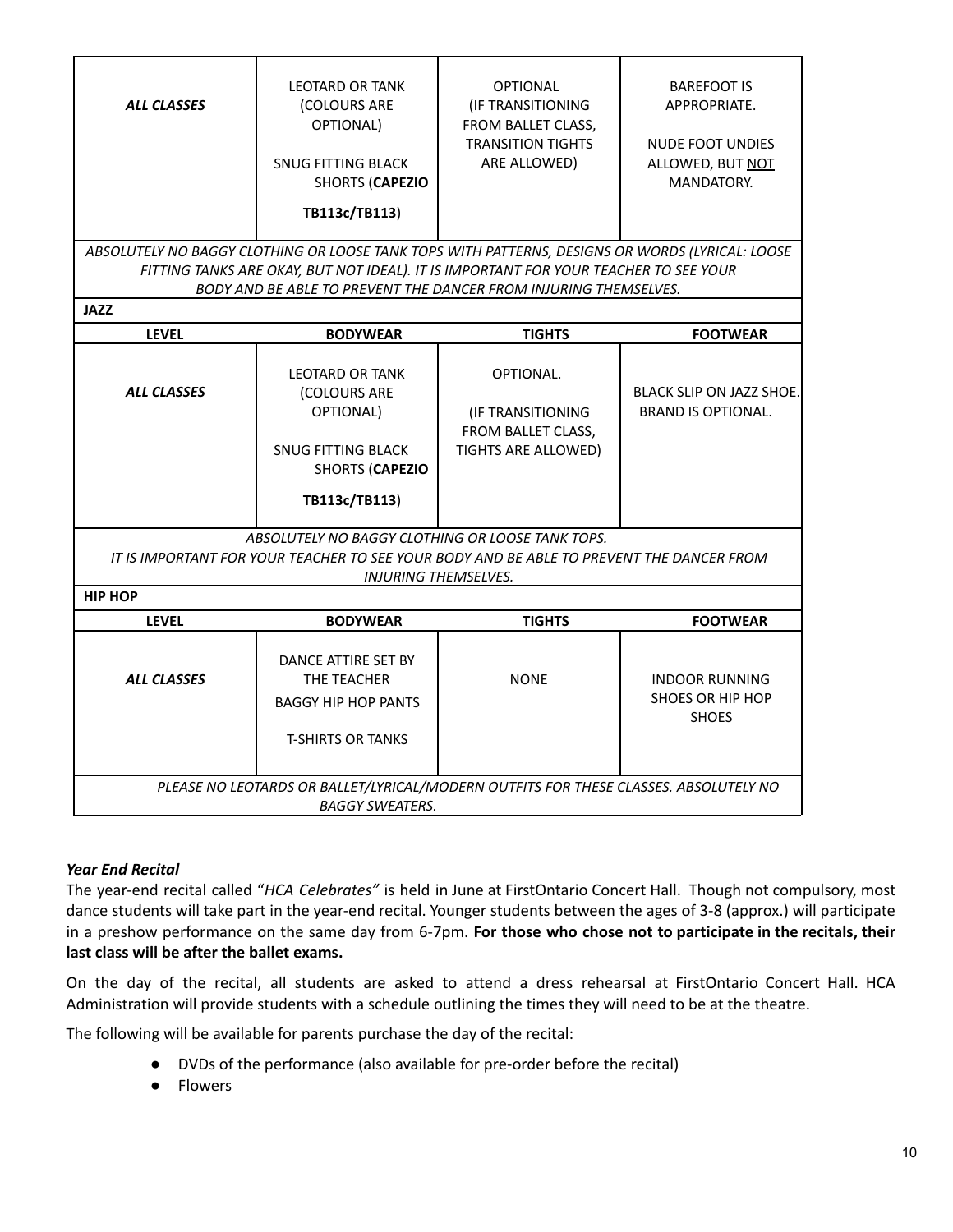| | | | |
|---|---|---|---|
| ***ALL CLASSES*** | LEOTARD OR TANK (COLOURS ARE OPTIONAL)<br><br>SNUG FITTING BLACK SHORTS (**CAPEZIO TB113c/TB113**) | OPTIONAL (IF TRANSITIONING FROM BALLET CLASS, TRANSITION TIGHTS ARE ALLOWED) | BAREFOOT IS APPROPRIATE.<br><br>NUDE FOOT UNDIES ALLOWED, BUT <u>NOT</u> MANDATORY. |
| *ABSOLUTELY NO BAGGY CLOTHING OR LOOSE TANK TOPS WITH PATTERNS, DESIGNS OR WORDS (LYRICAL: LOOSE FITTING TANKS ARE OKAY, BUT NOT IDEAL). IT IS IMPORTANT FOR YOUR TEACHER TO SEE YOUR BODY AND BE ABLE TO PREVENT THE DANCER FROM INJURING THEMSELVES.* | | | |

**JAZZ**

| LEVEL | BODYWEAR | TIGHTS | FOOTWEAR |
|---|---|---|---|
| ***ALL CLASSES*** | LEOTARD OR TANK (COLOURS ARE OPTIONAL)<br><br>SNUG FITTING BLACK SHORTS (**CAPEZIO TB113c/TB113**) | OPTIONAL.<br><br>(IF TRANSITIONING FROM BALLET CLASS, TIGHTS ARE ALLOWED) | BLACK SLIP ON JAZZ SHOE. BRAND IS OPTIONAL. |
| *ABSOLUTELY NO BAGGY CLOTHING OR LOOSE TANK TOPS. IT IS IMPORTANT FOR YOUR TEACHER TO SEE YOUR BODY AND BE ABLE TO PREVENT THE DANCER FROM INJURING THEMSELVES.* | | | |

**HIP HOP**

| LEVEL | BODYWEAR | TIGHTS | FOOTWEAR |
|---|---|---|---|
| ***ALL CLASSES*** | DANCE ATTIRE SET BY THE TEACHER<br>BAGGY HIP HOP PANTS<br><br>T-SHIRTS OR TANKS | NONE | INDOOR RUNNING SHOES OR HIP HOP SHOES |
| *PLEASE NO LEOTARDS OR BALLET/LYRICAL/MODERN OUTFITS FOR THESE CLASSES. ABSOLUTELY NO BAGGY SWEATERS.* | | | |

***Year End Recital***

The year-end recital called "*HCA Celebrates"* is held in June at FirstOntario Concert Hall. Though not compulsory, most dance students will take part in the year-end recital. Younger students between the ages of 3-8 (approx.) will participate in a preshow performance on the same day from 6-7pm. **For those who chose not to participate in the recitals, their last class will be after the ballet exams.**

On the day of the recital, all students are asked to attend a dress rehearsal at FirstOntario Concert Hall. HCA Administration will provide students with a schedule outlining the times they will need to be at the theatre.

The following will be available for parents purchase the day of the recital:

- DVDs of the performance (also available for pre-order before the recital)
- Flowers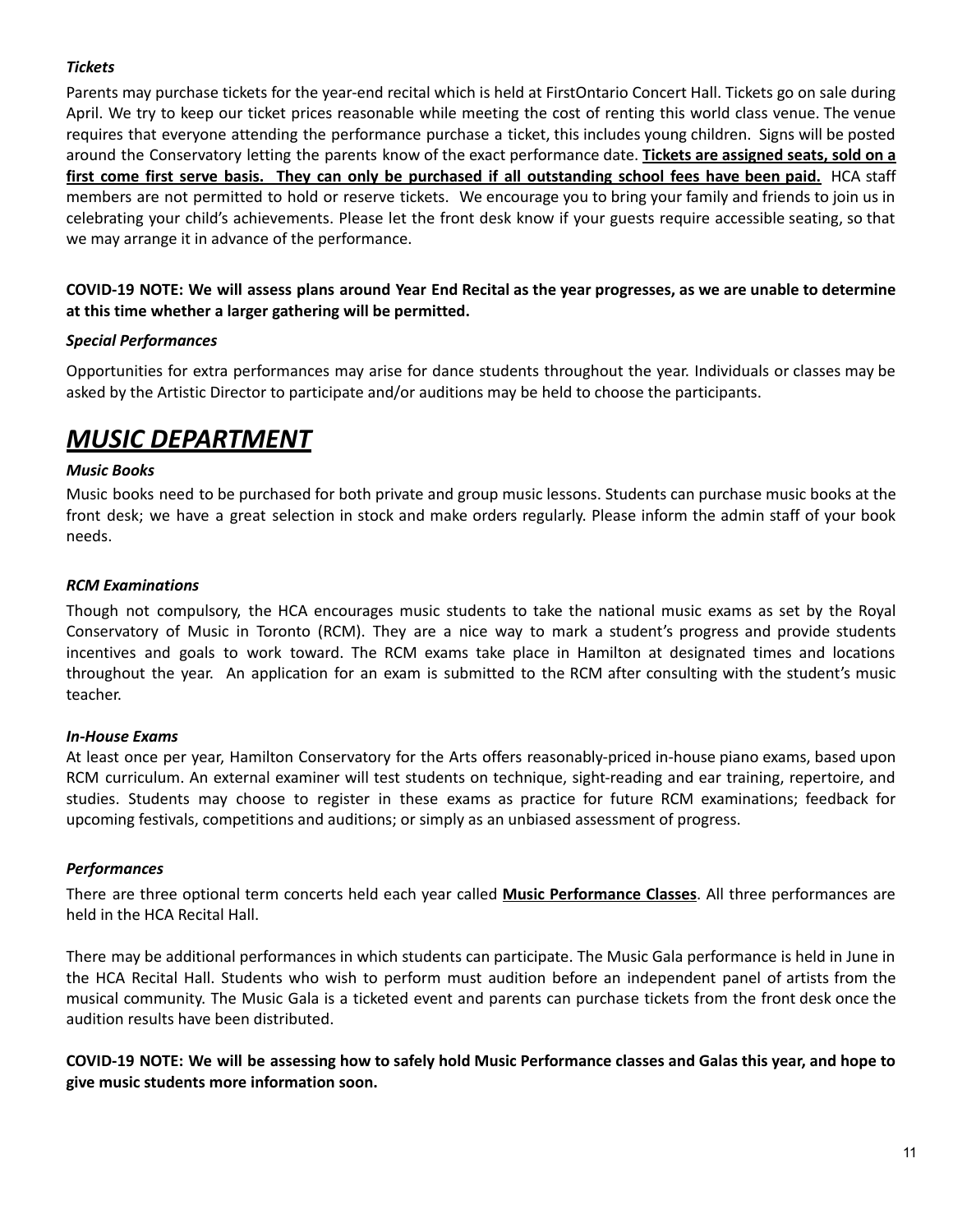*Tickets*

Parents may purchase tickets for the year-end recital which is held at FirstOntario Concert Hall. Tickets go on sale during April. We try to keep our ticket prices reasonable while meeting the cost of renting this world class venue. The venue requires that everyone attending the performance purchase a ticket, this includes young children. Signs will be posted around the Conservatory letting the parents know of the exact performance date. **Tickets are assigned seats, sold on a first come first serve basis. They can only be purchased if all outstanding school fees have been paid.** HCA staff members are not permitted to hold or reserve tickets. We encourage you to bring your family and friends to join us in celebrating your child's achievements. Please let the front desk know if your guests require accessible seating, so that we may arrange it in advance of the performance.

**COVID-19 NOTE: We will assess plans around Year End Recital as the year progresses, as we are unable to determine at this time whether a larger gathering will be permitted.**

*Special Performances*

Opportunities for extra performances may arise for dance students throughout the year. Individuals or classes may be asked by the Artistic Director to participate and/or auditions may be held to choose the participants.

# *MUSIC DEPARTMENT*

*Music Books*

Music books need to be purchased for both private and group music lessons. Students can purchase music books at the front desk; we have a great selection in stock and make orders regularly. Please inform the admin staff of your book needs.

*RCM Examinations*

Though not compulsory, the HCA encourages music students to take the national music exams as set by the Royal Conservatory of Music in Toronto (RCM). They are a nice way to mark a student's progress and provide students incentives and goals to work toward. The RCM exams take place in Hamilton at designated times and locations throughout the year. An application for an exam is submitted to the RCM after consulting with the student's music teacher.

*In-House Exams*

At least once per year, Hamilton Conservatory for the Arts offers reasonably-priced in-house piano exams, based upon RCM curriculum. An external examiner will test students on technique, sight-reading and ear training, repertoire, and studies. Students may choose to register in these exams as practice for future RCM examinations; feedback for upcoming festivals, competitions and auditions; or simply as an unbiased assessment of progress.

*Performances*

There are three optional term concerts held each year called **Music Performance Classes**. All three performances are held in the HCA Recital Hall.

There may be additional performances in which students can participate. The Music Gala performance is held in June in the HCA Recital Hall. Students who wish to perform must audition before an independent panel of artists from the musical community. The Music Gala is a ticketed event and parents can purchase tickets from the front desk once the audition results have been distributed.

**COVID-19 NOTE: We will be assessing how to safely hold Music Performance classes and Galas this year, and hope to give music students more information soon.**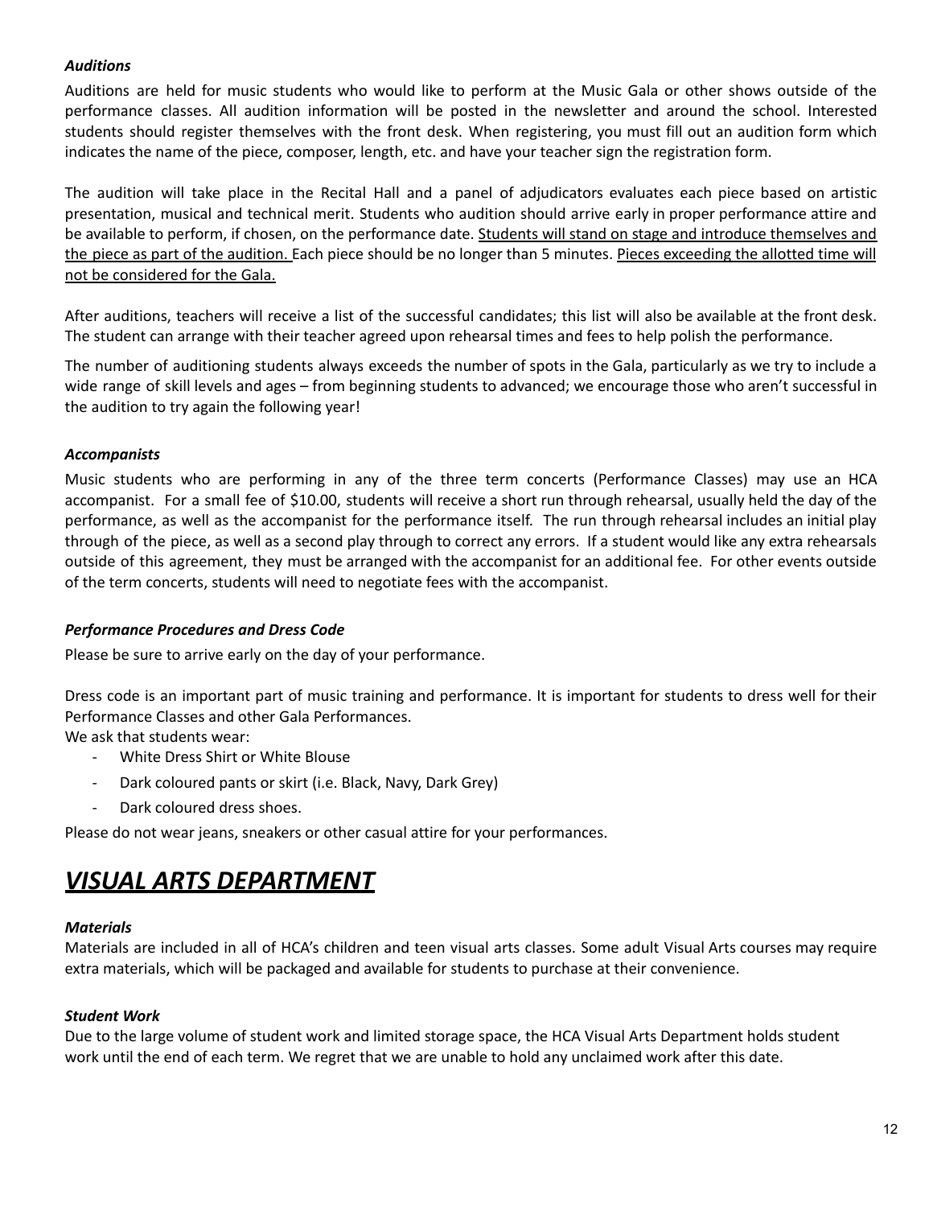***Auditions***

Auditions are held for music students who would like to perform at the Music Gala or other shows outside of the performance classes. All audition information will be posted in the newsletter and around the school. Interested students should register themselves with the front desk. When registering, you must fill out an audition form which indicates the name of the piece, composer, length, etc. and have your teacher sign the registration form.

The audition will take place in the Recital Hall and a panel of adjudicators evaluates each piece based on artistic presentation, musical and technical merit. Students who audition should arrive early in proper performance attire and be available to perform, if chosen, on the performance date. <u>Students will stand on stage and introduce themselves and the piece as part of the audition.</u> Each piece should be no longer than 5 minutes. <u>Pieces exceeding the allotted time will not be considered for the Gala.</u>

After auditions, teachers will receive a list of the successful candidates; this list will also be available at the front desk. The student can arrange with their teacher agreed upon rehearsal times and fees to help polish the performance.

The number of auditioning students always exceeds the number of spots in the Gala, particularly as we try to include a wide range of skill levels and ages – from beginning students to advanced; we encourage those who aren't successful in the audition to try again the following year!

***Accompanists***

Music students who are performing in any of the three term concerts (Performance Classes) may use an HCA accompanist. For a small fee of $10.00, students will receive a short run through rehearsal, usually held the day of the performance, as well as the accompanist for the performance itself. The run through rehearsal includes an initial play through of the piece, as well as a second play through to correct any errors. If a student would like any extra rehearsals outside of this agreement, they must be arranged with the accompanist for an additional fee. For other events outside of the term concerts, students will need to negotiate fees with the accompanist.

***Performance Procedures and Dress Code***

Please be sure to arrive early on the day of your performance.

Dress code is an important part of music training and performance. It is important for students to dress well for their Performance Classes and other Gala Performances.

We ask that students wear:

- White Dress Shirt or White Blouse
- Dark coloured pants or skirt (i.e. Black, Navy, Dark Grey)
- Dark coloured dress shoes.

Please do not wear jeans, sneakers or other casual attire for your performances.

# ***<u>VISUAL ARTS DEPARTMENT</u>***

***Materials***

Materials are included in all of HCA's children and teen visual arts classes. Some adult Visual Arts courses may require extra materials, which will be packaged and available for students to purchase at their convenience.

***Student Work***

Due to the large volume of student work and limited storage space, the HCA Visual Arts Department holds student work until the end of each term. We regret that we are unable to hold any unclaimed work after this date.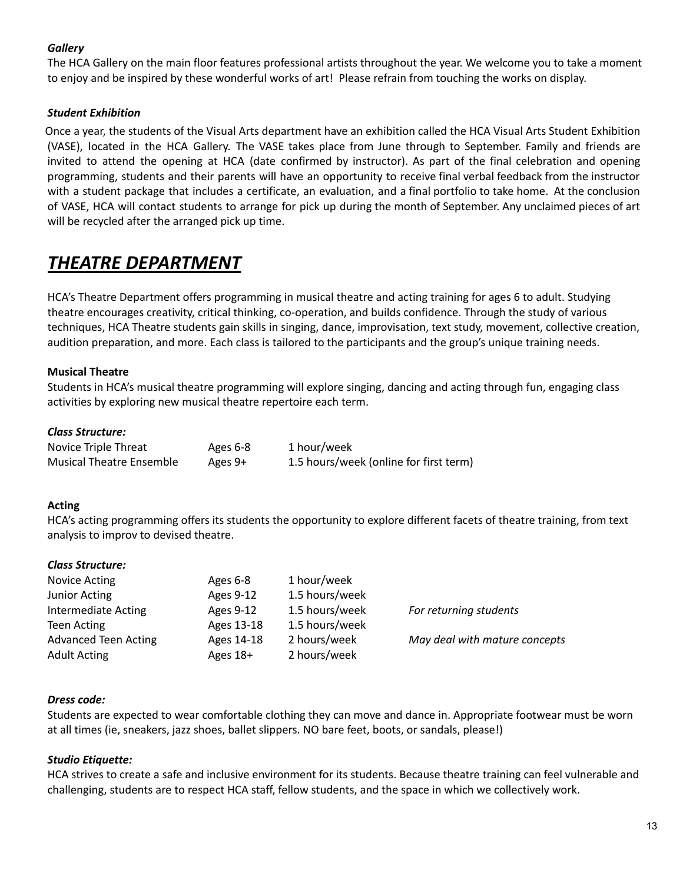***Gallery***

The HCA Gallery on the main floor features professional artists throughout the year. We welcome you to take a moment to enjoy and be inspired by these wonderful works of art! Please refrain from touching the works on display.

***Student Exhibition***

Once a year, the students of the Visual Arts department have an exhibition called the HCA Visual Arts Student Exhibition (VASE), located in the HCA Gallery. The VASE takes place from June through to September. Family and friends are invited to attend the opening at HCA (date confirmed by instructor). As part of the final celebration and opening programming, students and their parents will have an opportunity to receive final verbal feedback from the instructor with a student package that includes a certificate, an evaluation, and a final portfolio to take home. At the conclusion of VASE, HCA will contact students to arrange for pick up during the month of September. Any unclaimed pieces of art will be recycled after the arranged pick up time.

# ***THEATRE DEPARTMENT***

HCA's Theatre Department offers programming in musical theatre and acting training for ages 6 to adult. Studying theatre encourages creativity, critical thinking, co-operation, and builds confidence. Through the study of various techniques, HCA Theatre students gain skills in singing, dance, improvisation, text study, movement, collective creation, audition preparation, and more. Each class is tailored to the participants and the group's unique training needs.

**Musical Theatre**

Students in HCA's musical theatre programming will explore singing, dancing and acting through fun, engaging class activities by exploring new musical theatre repertoire each term.

***Class Structure:***

| | | |
|---|---|---|
| Novice Triple Threat | Ages 6-8 | 1 hour/week |
| Musical Theatre Ensemble | Ages 9+ | 1.5 hours/week (online for first term) |

**Acting**

HCA's acting programming offers its students the opportunity to explore different facets of theatre training, from text analysis to improv to devised theatre.

***Class Structure:***

| | | | |
|---|---|---|---|
| Novice Acting | Ages 6-8 | 1 hour/week | |
| Junior Acting | Ages 9-12 | 1.5 hours/week | |
| Intermediate Acting | Ages 9-12 | 1.5 hours/week | *For returning students* |
| Teen Acting | Ages 13-18 | 1.5 hours/week | |
| Advanced Teen Acting | Ages 14-18 | 2 hours/week | *May deal with mature concepts* |
| Adult Acting | Ages 18+ | 2 hours/week | |

***Dress code:***

Students are expected to wear comfortable clothing they can move and dance in. Appropriate footwear must be worn at all times (ie, sneakers, jazz shoes, ballet slippers. NO bare feet, boots, or sandals, please!)

***Studio Etiquette:***

HCA strives to create a safe and inclusive environment for its students. Because theatre training can feel vulnerable and challenging, students are to respect HCA staff, fellow students, and the space in which we collectively work.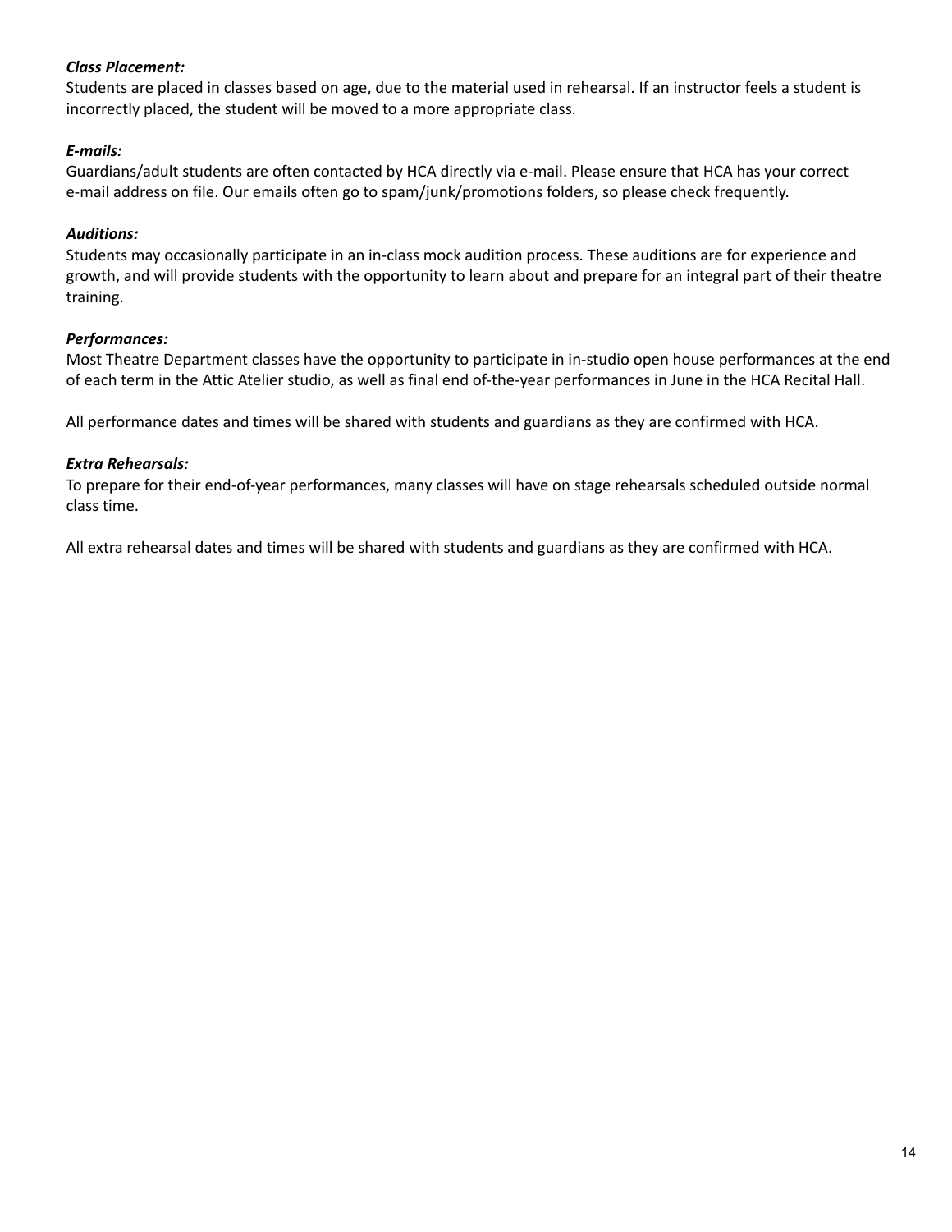***Class Placement:***
Students are placed in classes based on age, due to the material used in rehearsal. If an instructor feels a student is incorrectly placed, the student will be moved to a more appropriate class.

***E-mails:***
Guardians/adult students are often contacted by HCA directly via e-mail. Please ensure that HCA has your correct e-mail address on file. Our emails often go to spam/junk/promotions folders, so please check frequently.

***Auditions:***
Students may occasionally participate in an in-class mock audition process. These auditions are for experience and growth, and will provide students with the opportunity to learn about and prepare for an integral part of their theatre training.

***Performances:***
Most Theatre Department classes have the opportunity to participate in in-studio open house performances at the end of each term in the Attic Atelier studio, as well as final end of-the-year performances in June in the HCA Recital Hall.

All performance dates and times will be shared with students and guardians as they are confirmed with HCA.

***Extra Rehearsals:***
To prepare for their end-of-year performances, many classes will have on stage rehearsals scheduled outside normal class time.

All extra rehearsal dates and times will be shared with students and guardians as they are confirmed with HCA.